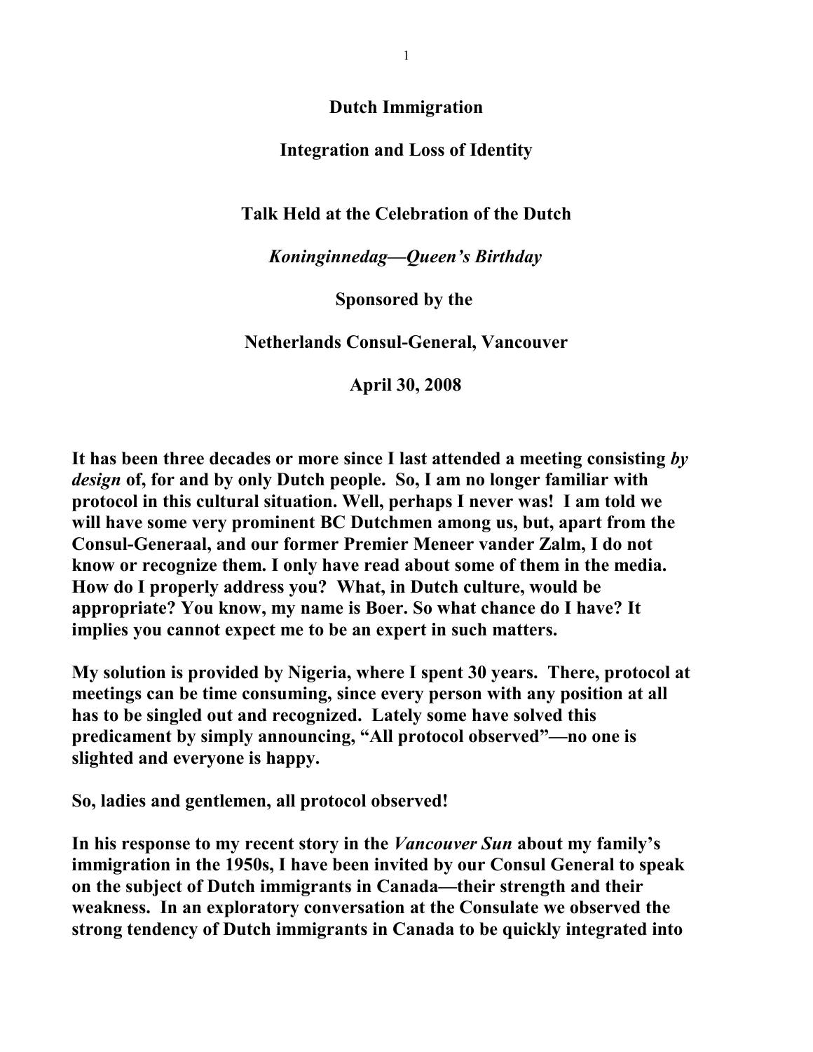# Dutch Immigration

## Integration and Loss of Identity

### Talk Held at the Celebration of the Dutch

### *Koninginnedag—Queen's Birthday*

### Sponsored by the

### Netherlands Consul-General, Vancouver

### April 30, 2008

**It has been three decades or more since I last attended a meeting consisting *by design* of, for and by only Dutch people. So, I am no longer familiar with protocol in this cultural situation. Well, perhaps I never was! I am told we will have some very prominent BC Dutchmen among us, but, apart from the Consul-Generaal, and our former Premier Meneer vander Zalm, I do not know or recognize them. I only have read about some of them in the media. How do I properly address you? What, in Dutch culture, would be appropriate? You know, my name is Boer. So what chance do I have? It implies you cannot expect me to be an expert in such matters.**

**My solution is provided by Nigeria, where I spent 30 years. There, protocol at meetings can be time consuming, since every person with any position at all has to be singled out and recognized. Lately some have solved this predicament by simply announcing, "All protocol observed"—no one is slighted and everyone is happy.**

**So, ladies and gentlemen, all protocol observed!**

**In his response to my recent story in the *Vancouver Sun* about my family's immigration in the 1950s, I have been invited by our Consul General to speak on the subject of Dutch immigrants in Canada—their strength and their weakness. In an exploratory conversation at the Consulate we observed the strong tendency of Dutch immigrants in Canada to be quickly integrated into**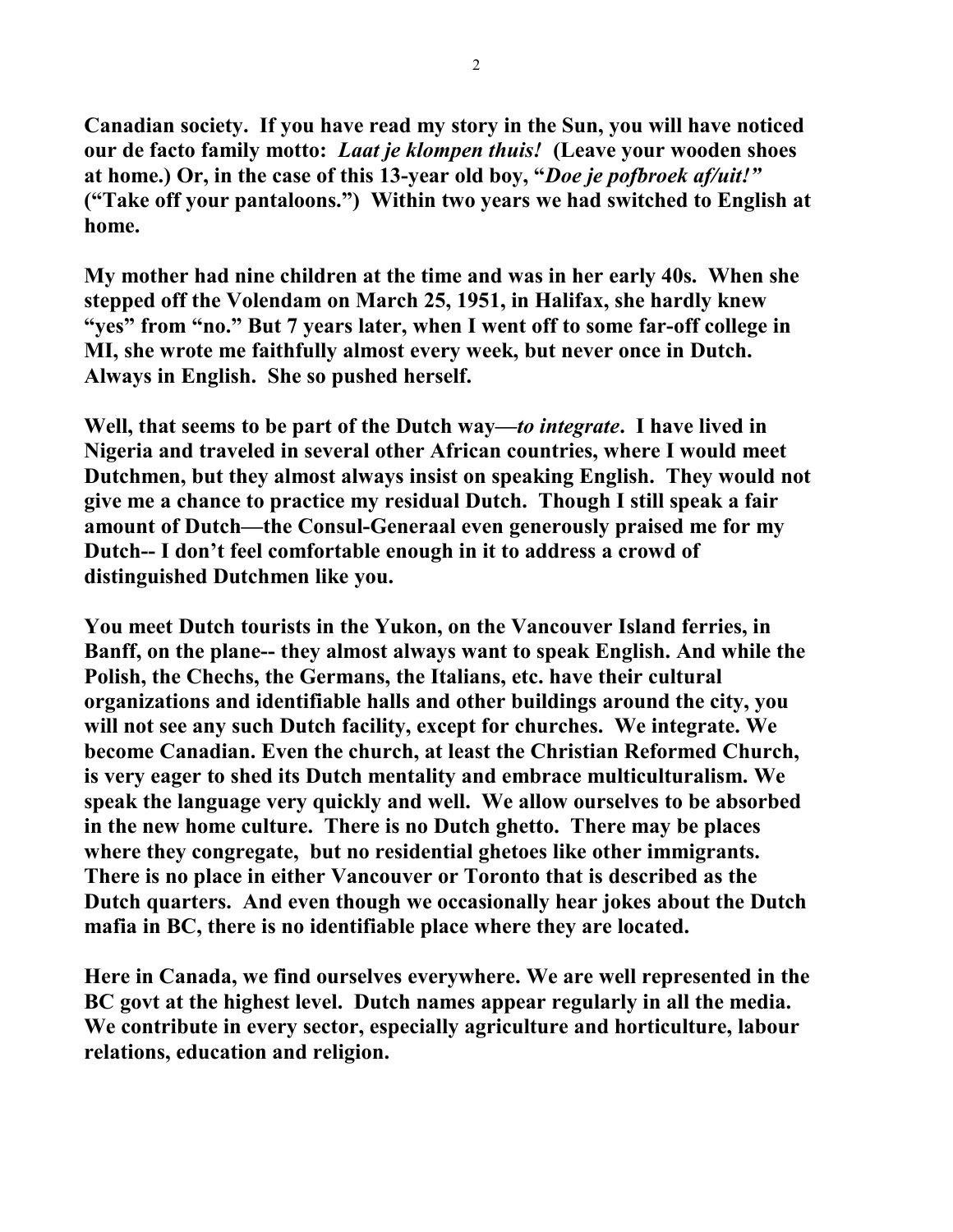**Canadian society. If you have read my story in the Sun, you will have noticed our de facto family motto: *Laat je klompen thuis!* (Leave your wooden shoes at home.) Or, in the case of this 13-year old boy, "*Doe je pofbroek af/uit!"* ("Take off your pantaloons.") Within two years we had switched to English at home.**

**My mother had nine children at the time and was in her early 40s. When she stepped off the Volendam on March 25, 1951, in Halifax, she hardly knew "yes" from "no." But 7 years later, when I went off to some far-off college in MI, she wrote me faithfully almost every week, but never once in Dutch. Always in English. She so pushed herself.**

**Well, that seems to be part of the Dutch way—*to integrate*. I have lived in Nigeria and traveled in several other African countries, where I would meet Dutchmen, but they almost always insist on speaking English. They would not give me a chance to practice my residual Dutch. Though I still speak a fair amount of Dutch—the Consul-Generaal even generously praised me for my Dutch-- I don't feel comfortable enough in it to address a crowd of distinguished Dutchmen like you.**

**You meet Dutch tourists in the Yukon, on the Vancouver Island ferries, in Banff, on the plane-- they almost always want to speak English. And while the Polish, the Chechs, the Germans, the Italians, etc. have their cultural organizations and identifiable halls and other buildings around the city, you will not see any such Dutch facility, except for churches. We integrate. We become Canadian. Even the church, at least the Christian Reformed Church, is very eager to shed its Dutch mentality and embrace multiculturalism. We speak the language very quickly and well. We allow ourselves to be absorbed in the new home culture. There is no Dutch ghetto. There may be places where they congregate, but no residential ghetoes like other immigrants. There is no place in either Vancouver or Toronto that is described as the Dutch quarters. And even though we occasionally hear jokes about the Dutch mafia in BC, there is no identifiable place where they are located.**

**Here in Canada, we find ourselves everywhere. We are well represented in the BC govt at the highest level. Dutch names appear regularly in all the media. We contribute in every sector, especially agriculture and horticulture, labour relations, education and religion.**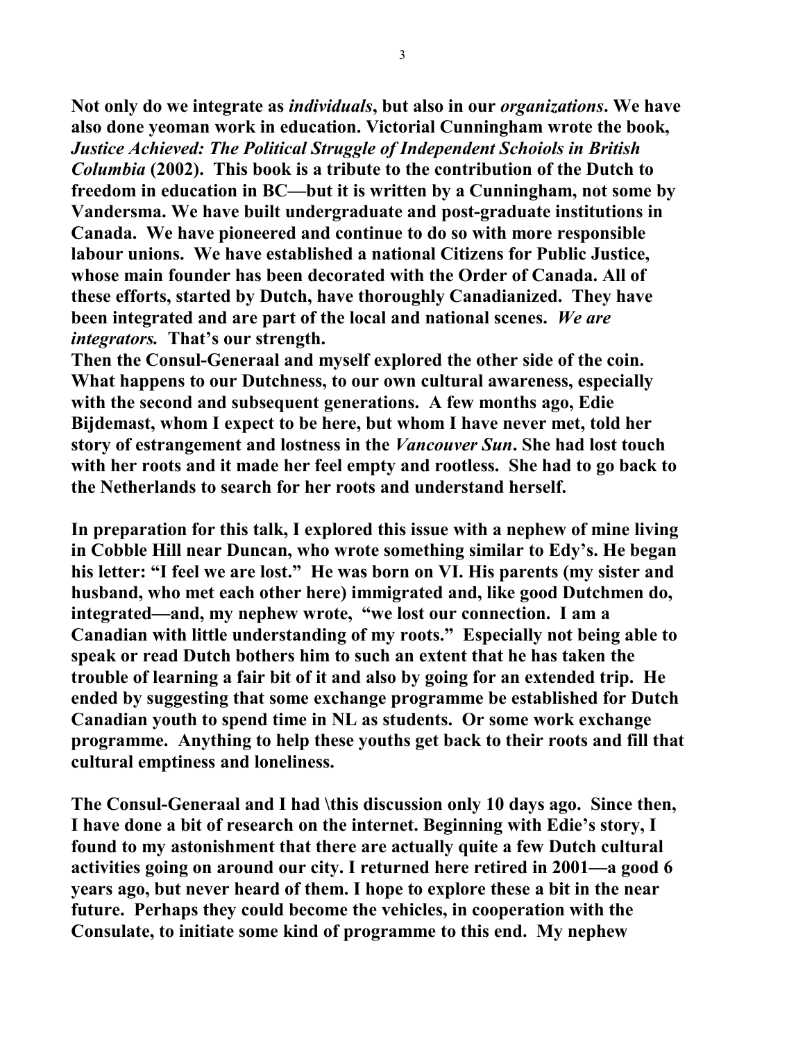**Not only do we integrate as *individuals*, but also in our *organizations*. We have also done yeoman work in education. Victorial Cunningham wrote the book, *Justice Achieved: The Political Struggle of Independent Schoiols in British Columbia* (2002). This book is a tribute to the contribution of the Dutch to freedom in education in BC—but it is written by a Cunningham, not some by Vandersma. We have built undergraduate and post-graduate institutions in Canada. We have pioneered and continue to do so with more responsible labour unions. We have established a national Citizens for Public Justice, whose main founder has been decorated with the Order of Canada. All of these efforts, started by Dutch, have thoroughly Canadianized. They have been integrated and are part of the local and national scenes. *We are integrators.* That's our strength.**

**Then the Consul-Generaal and myself explored the other side of the coin. What happens to our Dutchness, to our own cultural awareness, especially with the second and subsequent generations. A few months ago, Edie Bijdemast, whom I expect to be here, but whom I have never met, told her story of estrangement and lostness in the *Vancouver Sun*. She had lost touch with her roots and it made her feel empty and rootless. She had to go back to the Netherlands to search for her roots and understand herself.**

**In preparation for this talk, I explored this issue with a nephew of mine living in Cobble Hill near Duncan, who wrote something similar to Edy's. He began his letter: "I feel we are lost." He was born on VI. His parents (my sister and husband, who met each other here) immigrated and, like good Dutchmen do, integrated—and, my nephew wrote, "we lost our connection. I am a Canadian with little understanding of my roots." Especially not being able to speak or read Dutch bothers him to such an extent that he has taken the trouble of learning a fair bit of it and also by going for an extended trip. He ended by suggesting that some exchange programme be established for Dutch Canadian youth to spend time in NL as students. Or some work exchange programme. Anything to help these youths get back to their roots and fill that cultural emptiness and loneliness.**

**The Consul-Generaal and I had \this discussion only 10 days ago. Since then, I have done a bit of research on the internet. Beginning with Edie's story, I found to my astonishment that there are actually quite a few Dutch cultural activities going on around our city. I returned here retired in 2001—a good 6 years ago, but never heard of them. I hope to explore these a bit in the near future. Perhaps they could become the vehicles, in cooperation with the Consulate, to initiate some kind of programme to this end. My nephew**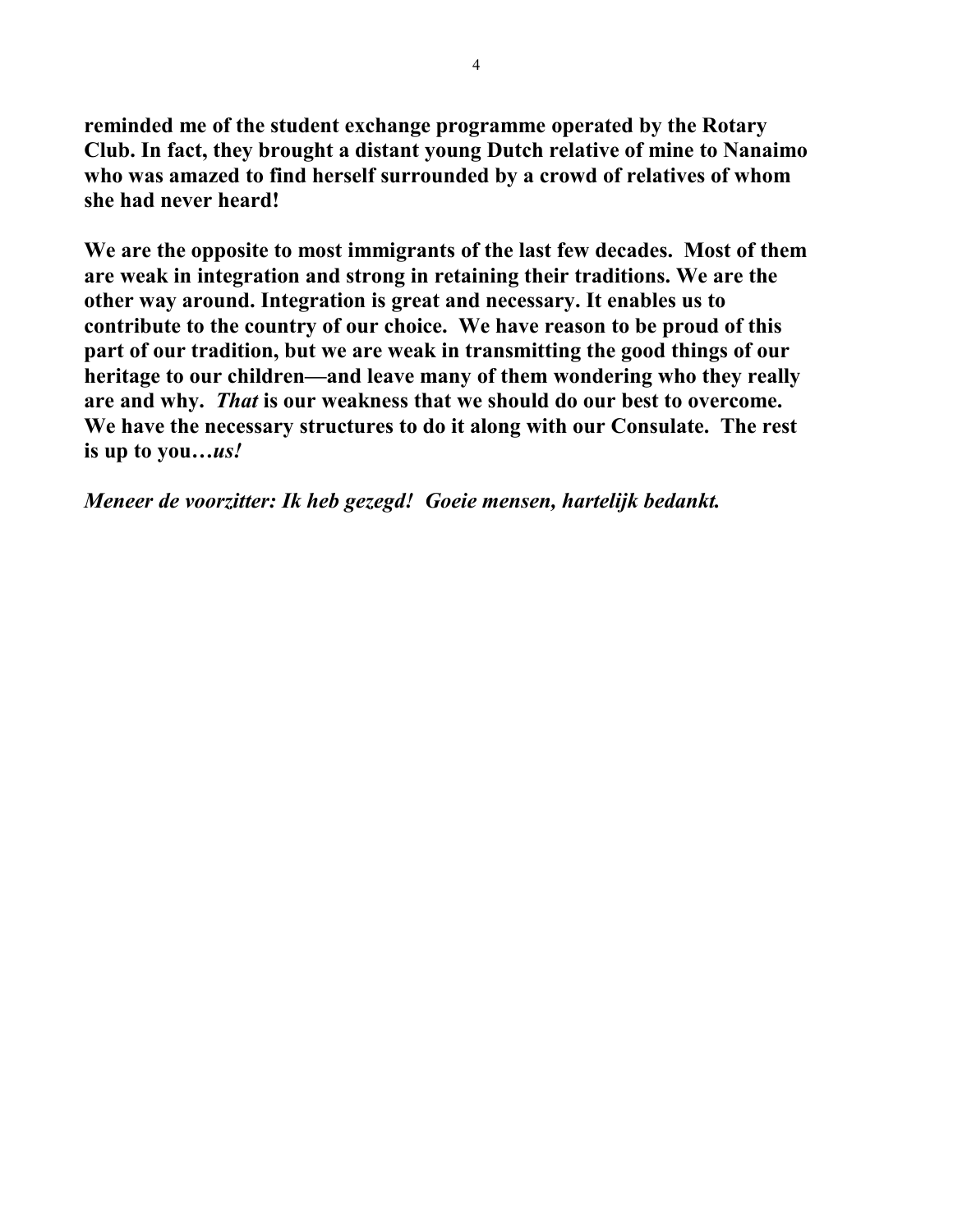**reminded me of the student exchange programme operated by the Rotary Club. In fact, they brought a distant young Dutch relative of mine to Nanaimo who was amazed to find herself surrounded by a crowd of relatives of whom she had never heard!**

**We are the opposite to most immigrants of the last few decades. Most of them are weak in integration and strong in retaining their traditions. We are the other way around. Integration is great and necessary. It enables us to contribute to the country of our choice. We have reason to be proud of this part of our tradition, but we are weak in transmitting the good things of our heritage to our children—and leave many of them wondering who they really are and why. *That* is our weakness that we should do our best to overcome. We have the necessary structures to do it along with our Consulate. The rest is up to you…*us!***

***Meneer de voorzitter: Ik heb gezegd! Goeie mensen, hartelijk bedankt.***